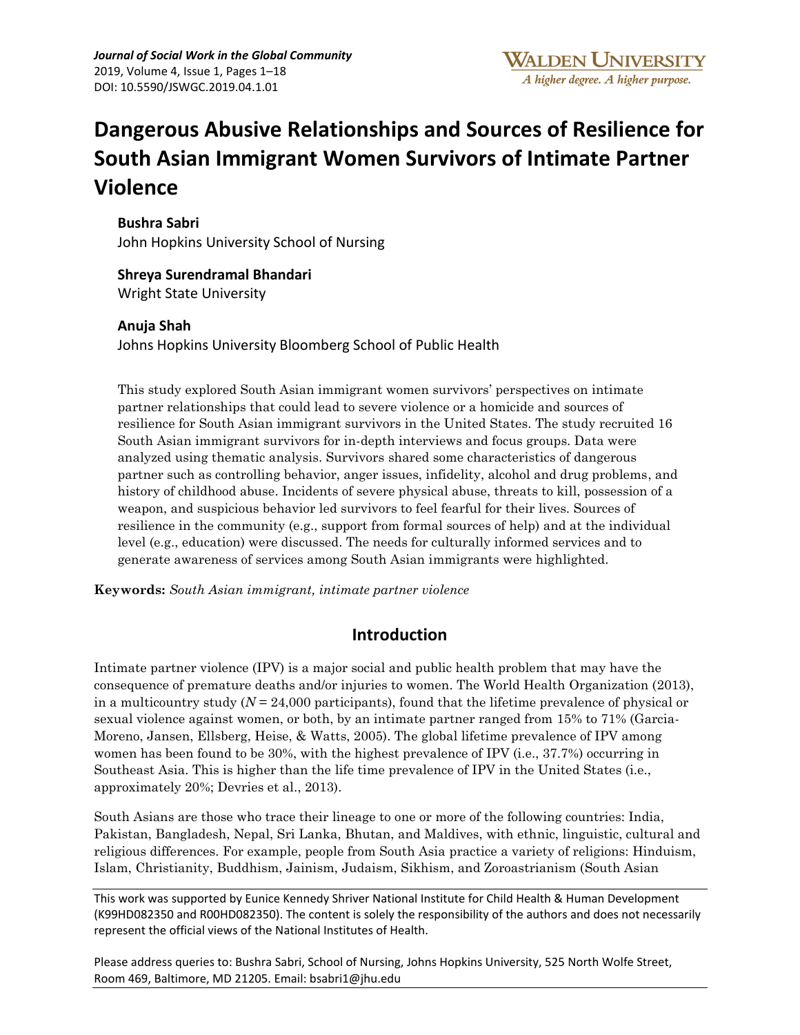# Dangerous Abusive Relationships and Sources of Resilience for South Asian Immigrant Women Survivors of Intimate Partner Violence

**Bushra Sabri**
John Hopkins University School of Nursing

**Shreya Surendramal Bhandari**
Wright State University

**Anuja Shah**
Johns Hopkins University Bloomberg School of Public Health

This study explored South Asian immigrant women survivors' perspectives on intimate partner relationships that could lead to severe violence or a homicide and sources of resilience for South Asian immigrant survivors in the United States. The study recruited 16 South Asian immigrant survivors for in-depth interviews and focus groups. Data were analyzed using thematic analysis. Survivors shared some characteristics of dangerous partner such as controlling behavior, anger issues, infidelity, alcohol and drug problems, and history of childhood abuse. Incidents of severe physical abuse, threats to kill, possession of a weapon, and suspicious behavior led survivors to feel fearful for their lives. Sources of resilience in the community (e.g., support from formal sources of help) and at the individual level (e.g., education) were discussed. The needs for culturally informed services and to generate awareness of services among South Asian immigrants were highlighted.

**Keywords:** *South Asian immigrant, intimate partner violence*

## Introduction

Intimate partner violence (IPV) is a major social and public health problem that may have the consequence of premature deaths and/or injuries to women. The World Health Organization (2013), in a multicountry study ($N = 24{,}000$ participants), found that the lifetime prevalence of physical or sexual violence against women, or both, by an intimate partner ranged from 15% to 71% (Garcia-Moreno, Jansen, Ellsberg, Heise, & Watts, 2005). The global lifetime prevalence of IPV among women has been found to be 30%, with the highest prevalence of IPV (i.e., 37.7%) occurring in Southeast Asia. This is higher than the life time prevalence of IPV in the United States (i.e., approximately 20%; Devries et al., 2013).

South Asians are those who trace their lineage to one or more of the following countries: India, Pakistan, Bangladesh, Nepal, Sri Lanka, Bhutan, and Maldives, with ethnic, linguistic, cultural and religious differences. For example, people from South Asia practice a variety of religions: Hinduism, Islam, Christianity, Buddhism, Jainism, Judaism, Sikhism, and Zoroastrianism (South Asian

---

This work was supported by Eunice Kennedy Shriver National Institute for Child Health & Human Development (K99HD082350 and R00HD082350). The content is solely the responsibility of the authors and does not necessarily represent the official views of the National Institutes of Health.

Please address queries to: Bushra Sabri, School of Nursing, Johns Hopkins University, 525 North Wolfe Street, Room 469, Baltimore, MD 21205. Email: bsabri1@jhu.edu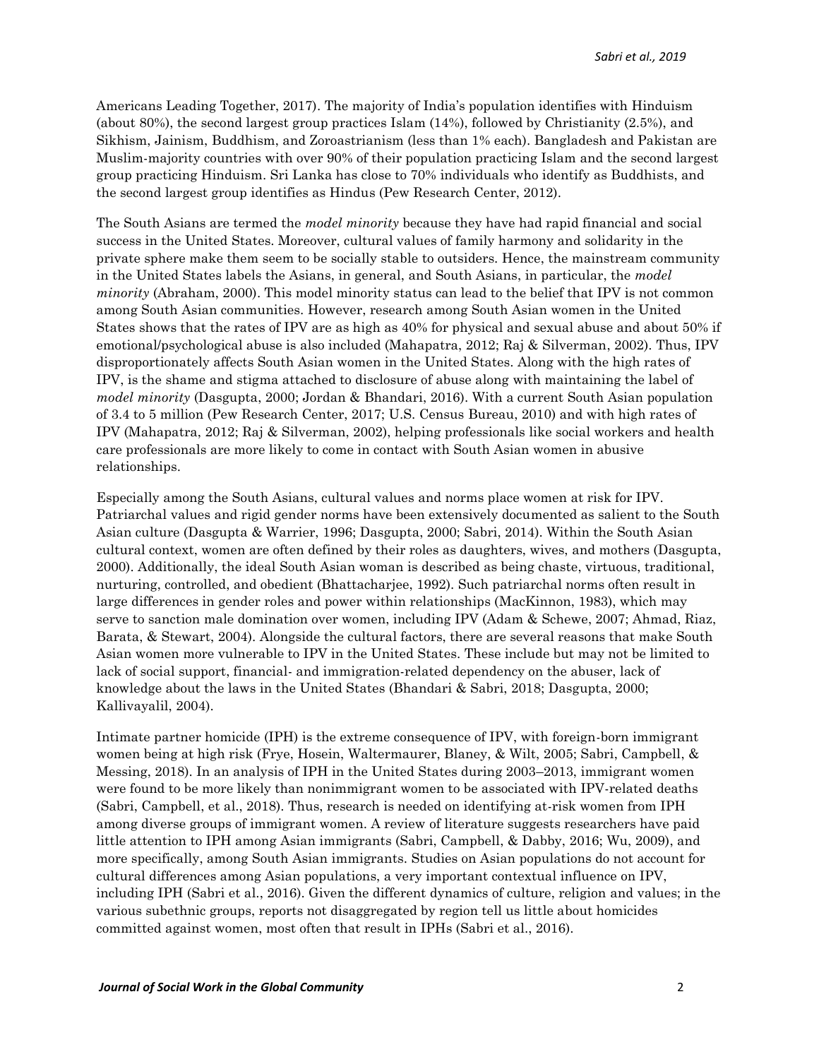Americans Leading Together, 2017). The majority of India's population identifies with Hinduism (about 80%), the second largest group practices Islam (14%), followed by Christianity (2.5%), and Sikhism, Jainism, Buddhism, and Zoroastrianism (less than 1% each). Bangladesh and Pakistan are Muslim-majority countries with over 90% of their population practicing Islam and the second largest group practicing Hinduism. Sri Lanka has close to 70% individuals who identify as Buddhists, and the second largest group identifies as Hindus (Pew Research Center, 2012).

The South Asians are termed the *model minority* because they have had rapid financial and social success in the United States. Moreover, cultural values of family harmony and solidarity in the private sphere make them seem to be socially stable to outsiders. Hence, the mainstream community in the United States labels the Asians, in general, and South Asians, in particular, the *model minority* (Abraham, 2000). This model minority status can lead to the belief that IPV is not common among South Asian communities. However, research among South Asian women in the United States shows that the rates of IPV are as high as 40% for physical and sexual abuse and about 50% if emotional/psychological abuse is also included (Mahapatra, 2012; Raj & Silverman, 2002). Thus, IPV disproportionately affects South Asian women in the United States. Along with the high rates of IPV, is the shame and stigma attached to disclosure of abuse along with maintaining the label of *model minority* (Dasgupta, 2000; Jordan & Bhandari, 2016). With a current South Asian population of 3.4 to 5 million (Pew Research Center, 2017; U.S. Census Bureau, 2010) and with high rates of IPV (Mahapatra, 2012; Raj & Silverman, 2002), helping professionals like social workers and health care professionals are more likely to come in contact with South Asian women in abusive relationships.

Especially among the South Asians, cultural values and norms place women at risk for IPV. Patriarchal values and rigid gender norms have been extensively documented as salient to the South Asian culture (Dasgupta & Warrier, 1996; Dasgupta, 2000; Sabri, 2014). Within the South Asian cultural context, women are often defined by their roles as daughters, wives, and mothers (Dasgupta, 2000). Additionally, the ideal South Asian woman is described as being chaste, virtuous, traditional, nurturing, controlled, and obedient (Bhattacharjee, 1992). Such patriarchal norms often result in large differences in gender roles and power within relationships (MacKinnon, 1983), which may serve to sanction male domination over women, including IPV (Adam & Schewe, 2007; Ahmad, Riaz, Barata, & Stewart, 2004). Alongside the cultural factors, there are several reasons that make South Asian women more vulnerable to IPV in the United States. These include but may not be limited to lack of social support, financial- and immigration-related dependency on the abuser, lack of knowledge about the laws in the United States (Bhandari & Sabri, 2018; Dasgupta, 2000; Kallivayalil, 2004).

Intimate partner homicide (IPH) is the extreme consequence of IPV, with foreign-born immigrant women being at high risk (Frye, Hosein, Waltermaurer, Blaney, & Wilt, 2005; Sabri, Campbell, & Messing, 2018). In an analysis of IPH in the United States during 2003–2013, immigrant women were found to be more likely than nonimmigrant women to be associated with IPV-related deaths (Sabri, Campbell, et al., 2018). Thus, research is needed on identifying at-risk women from IPH among diverse groups of immigrant women. A review of literature suggests researchers have paid little attention to IPH among Asian immigrants (Sabri, Campbell, & Dabby, 2016; Wu, 2009), and more specifically, among South Asian immigrants. Studies on Asian populations do not account for cultural differences among Asian populations, a very important contextual influence on IPV, including IPH (Sabri et al., 2016). Given the different dynamics of culture, religion and values; in the various subethnic groups, reports not disaggregated by region tell us little about homicides committed against women, most often that result in IPHs (Sabri et al., 2016).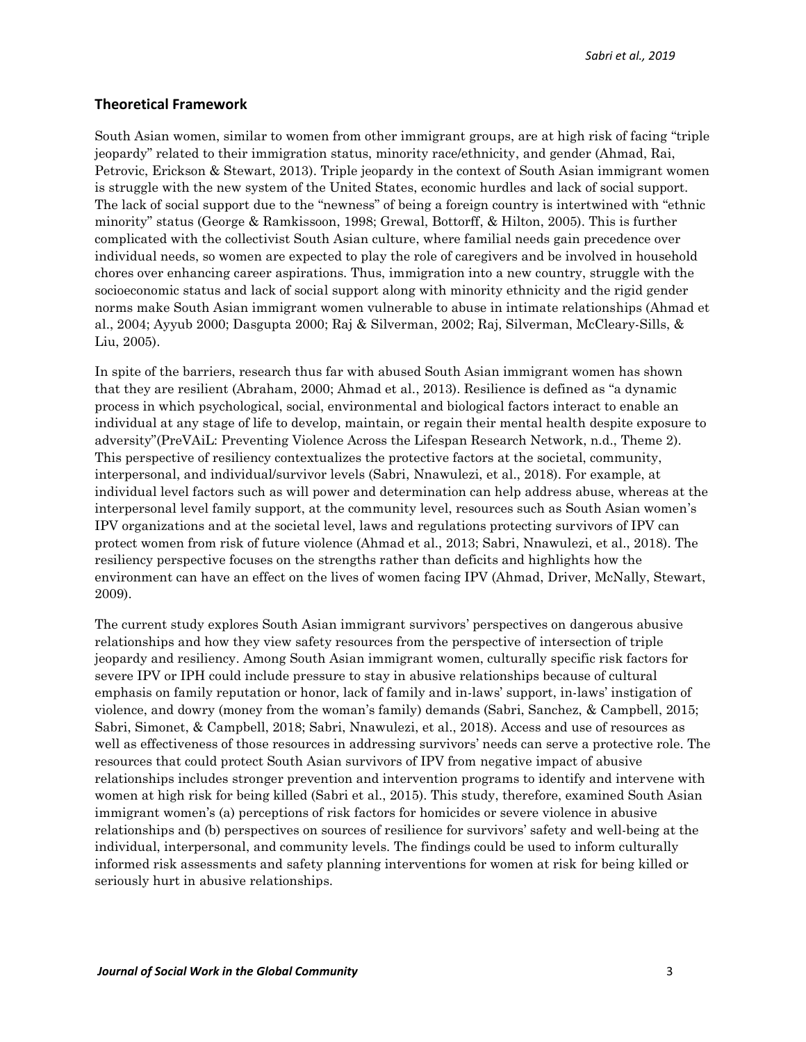## Theoretical Framework

South Asian women, similar to women from other immigrant groups, are at high risk of facing "triple jeopardy" related to their immigration status, minority race/ethnicity, and gender (Ahmad, Rai, Petrovic, Erickson & Stewart, 2013). Triple jeopardy in the context of South Asian immigrant women is struggle with the new system of the United States, economic hurdles and lack of social support. The lack of social support due to the "newness" of being a foreign country is intertwined with "ethnic minority" status (George & Ramkissoon, 1998; Grewal, Bottorff, & Hilton, 2005). This is further complicated with the collectivist South Asian culture, where familial needs gain precedence over individual needs, so women are expected to play the role of caregivers and be involved in household chores over enhancing career aspirations. Thus, immigration into a new country, struggle with the socioeconomic status and lack of social support along with minority ethnicity and the rigid gender norms make South Asian immigrant women vulnerable to abuse in intimate relationships (Ahmad et al., 2004; Ayyub 2000; Dasgupta 2000; Raj & Silverman, 2002; Raj, Silverman, McCleary-Sills, & Liu, 2005).

In spite of the barriers, research thus far with abused South Asian immigrant women has shown that they are resilient (Abraham, 2000; Ahmad et al., 2013). Resilience is defined as "a dynamic process in which psychological, social, environmental and biological factors interact to enable an individual at any stage of life to develop, maintain, or regain their mental health despite exposure to adversity"(PreVAiL: Preventing Violence Across the Lifespan Research Network, n.d., Theme 2). This perspective of resiliency contextualizes the protective factors at the societal, community, interpersonal, and individual/survivor levels (Sabri, Nnawulezi, et al., 2018). For example, at individual level factors such as will power and determination can help address abuse, whereas at the interpersonal level family support, at the community level, resources such as South Asian women's IPV organizations and at the societal level, laws and regulations protecting survivors of IPV can protect women from risk of future violence (Ahmad et al., 2013; Sabri, Nnawulezi, et al., 2018). The resiliency perspective focuses on the strengths rather than deficits and highlights how the environment can have an effect on the lives of women facing IPV (Ahmad, Driver, McNally, Stewart, 2009).

The current study explores South Asian immigrant survivors' perspectives on dangerous abusive relationships and how they view safety resources from the perspective of intersection of triple jeopardy and resiliency. Among South Asian immigrant women, culturally specific risk factors for severe IPV or IPH could include pressure to stay in abusive relationships because of cultural emphasis on family reputation or honor, lack of family and in-laws' support, in-laws' instigation of violence, and dowry (money from the woman's family) demands (Sabri, Sanchez, & Campbell, 2015; Sabri, Simonet, & Campbell, 2018; Sabri, Nnawulezi, et al., 2018). Access and use of resources as well as effectiveness of those resources in addressing survivors' needs can serve a protective role. The resources that could protect South Asian survivors of IPV from negative impact of abusive relationships includes stronger prevention and intervention programs to identify and intervene with women at high risk for being killed (Sabri et al., 2015). This study, therefore, examined South Asian immigrant women's (a) perceptions of risk factors for homicides or severe violence in abusive relationships and (b) perspectives on sources of resilience for survivors' safety and well-being at the individual, interpersonal, and community levels. The findings could be used to inform culturally informed risk assessments and safety planning interventions for women at risk for being killed or seriously hurt in abusive relationships.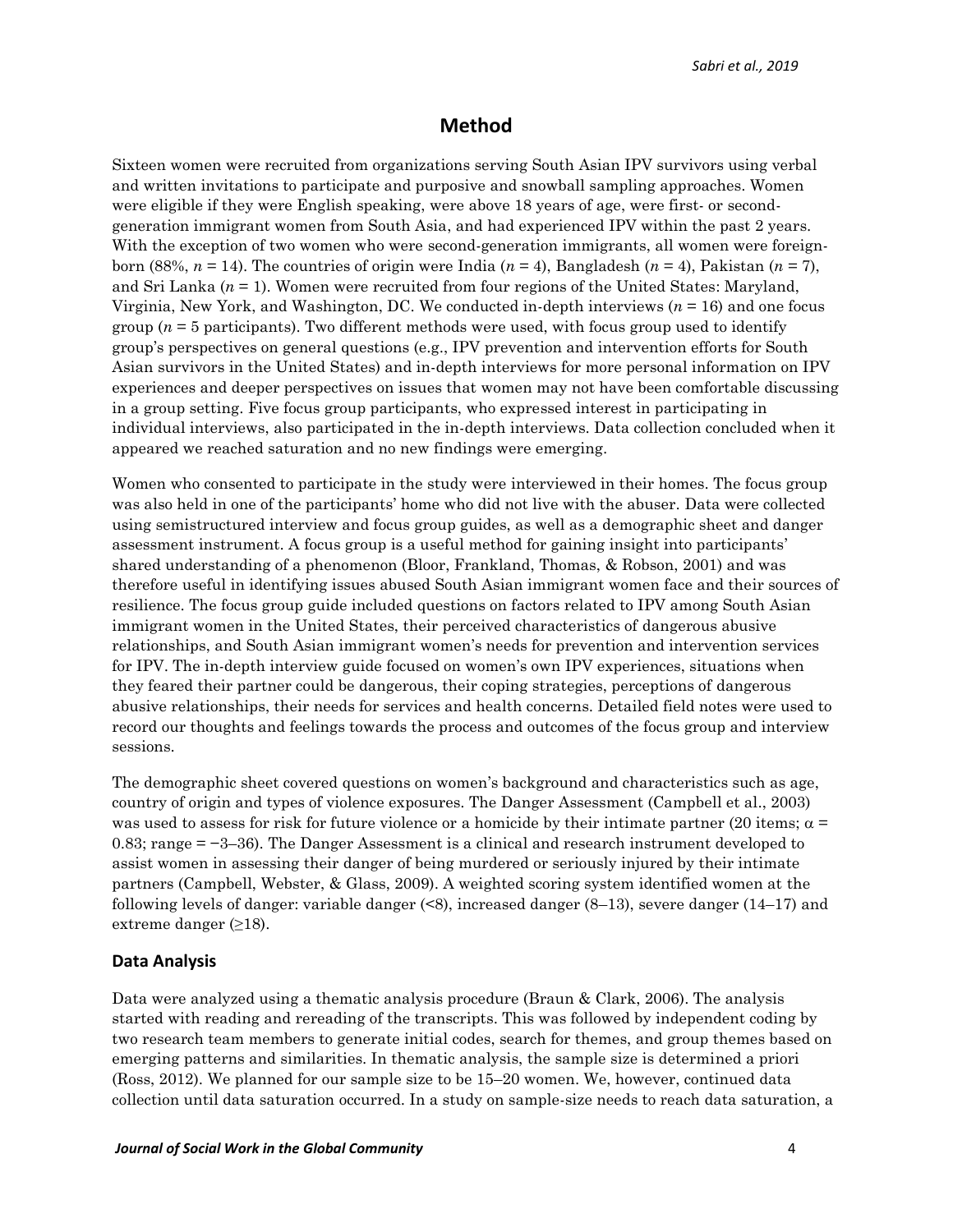## Method

Sixteen women were recruited from organizations serving South Asian IPV survivors using verbal and written invitations to participate and purposive and snowball sampling approaches. Women were eligible if they were English speaking, were above 18 years of age, were first- or second-generation immigrant women from South Asia, and had experienced IPV within the past 2 years. With the exception of two women who were second-generation immigrants, all women were foreign-born (88%, $n = 14$). The countries of origin were India ($n = 4$), Bangladesh ($n = 4$), Pakistan ($n = 7$), and Sri Lanka ($n = 1$). Women were recruited from four regions of the United States: Maryland, Virginia, New York, and Washington, DC. We conducted in-depth interviews ($n = 16$) and one focus group ($n = 5$ participants). Two different methods were used, with focus group used to identify group's perspectives on general questions (e.g., IPV prevention and intervention efforts for South Asian survivors in the United States) and in-depth interviews for more personal information on IPV experiences and deeper perspectives on issues that women may not have been comfortable discussing in a group setting. Five focus group participants, who expressed interest in participating in individual interviews, also participated in the in-depth interviews. Data collection concluded when it appeared we reached saturation and no new findings were emerging.

Women who consented to participate in the study were interviewed in their homes. The focus group was also held in one of the participants' home who did not live with the abuser. Data were collected using semistructured interview and focus group guides, as well as a demographic sheet and danger assessment instrument. A focus group is a useful method for gaining insight into participants' shared understanding of a phenomenon (Bloor, Frankland, Thomas, & Robson, 2001) and was therefore useful in identifying issues abused South Asian immigrant women face and their sources of resilience. The focus group guide included questions on factors related to IPV among South Asian immigrant women in the United States, their perceived characteristics of dangerous abusive relationships, and South Asian immigrant women's needs for prevention and intervention services for IPV. The in-depth interview guide focused on women's own IPV experiences, situations when they feared their partner could be dangerous, their coping strategies, perceptions of dangerous abusive relationships, their needs for services and health concerns. Detailed field notes were used to record our thoughts and feelings towards the process and outcomes of the focus group and interview sessions.

The demographic sheet covered questions on women's background and characteristics such as age, country of origin and types of violence exposures. The Danger Assessment (Campbell et al., 2003) was used to assess for risk for future violence or a homicide by their intimate partner (20 items; $\alpha = 0.83$; range = −3–36). The Danger Assessment is a clinical and research instrument developed to assist women in assessing their danger of being murdered or seriously injured by their intimate partners (Campbell, Webster, & Glass, 2009). A weighted scoring system identified women at the following levels of danger: variable danger (<8), increased danger (8–13), severe danger (14–17) and extreme danger ($\geq$18).

### Data Analysis

Data were analyzed using a thematic analysis procedure (Braun & Clark, 2006). The analysis started with reading and rereading of the transcripts. This was followed by independent coding by two research team members to generate initial codes, search for themes, and group themes based on emerging patterns and similarities. In thematic analysis, the sample size is determined a priori (Ross, 2012). We planned for our sample size to be 15–20 women. We, however, continued data collection until data saturation occurred. In a study on sample-size needs to reach data saturation, a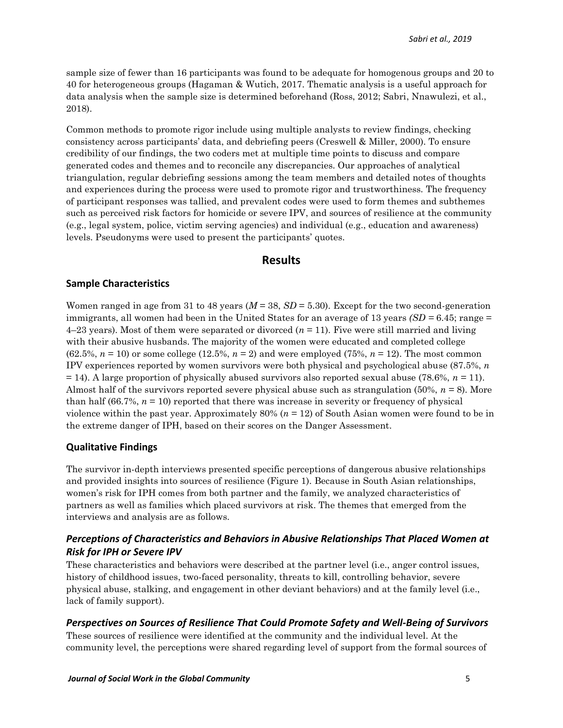sample size of fewer than 16 participants was found to be adequate for homogenous groups and 20 to 40 for heterogeneous groups (Hagaman & Wutich, 2017. Thematic analysis is a useful approach for data analysis when the sample size is determined beforehand (Ross, 2012; Sabri, Nnawulezi, et al., 2018).

Common methods to promote rigor include using multiple analysts to review findings, checking consistency across participants' data, and debriefing peers (Creswell & Miller, 2000). To ensure credibility of our findings, the two coders met at multiple time points to discuss and compare generated codes and themes and to reconcile any discrepancies. Our approaches of analytical triangulation, regular debriefing sessions among the team members and detailed notes of thoughts and experiences during the process were used to promote rigor and trustworthiness. The frequency of participant responses was tallied, and prevalent codes were used to form themes and subthemes such as perceived risk factors for homicide or severe IPV, and sources of resilience at the community (e.g., legal system, police, victim serving agencies) and individual (e.g., education and awareness) levels. Pseudonyms were used to present the participants' quotes.

## Results

### Sample Characteristics

Women ranged in age from 31 to 48 years ($M$ = 38, $SD$ = 5.30). Except for the two second-generation immigrants, all women had been in the United States for an average of 13 years ($SD$ = 6.45; range = 4–23 years). Most of them were separated or divorced ($n$ = 11). Five were still married and living with their abusive husbands. The majority of the women were educated and completed college (62.5%, $n$ = 10) or some college (12.5%, $n$ = 2) and were employed (75%, $n$ = 12). The most common IPV experiences reported by women survivors were both physical and psychological abuse (87.5%, $n$ = 14). A large proportion of physically abused survivors also reported sexual abuse (78.6%, $n$ = 11). Almost half of the survivors reported severe physical abuse such as strangulation (50%, $n$ = 8). More than half (66.7%, $n$ = 10) reported that there was increase in severity or frequency of physical violence within the past year. Approximately 80% ($n$ = 12) of South Asian women were found to be in the extreme danger of IPH, based on their scores on the Danger Assessment.

### Qualitative Findings

The survivor in-depth interviews presented specific perceptions of dangerous abusive relationships and provided insights into sources of resilience (Figure 1). Because in South Asian relationships, women's risk for IPH comes from both partner and the family, we analyzed characteristics of partners as well as families which placed survivors at risk. The themes that emerged from the interviews and analysis are as follows.

#### *Perceptions of Characteristics and Behaviors in Abusive Relationships That Placed Women at Risk for IPH or Severe IPV*

These characteristics and behaviors were described at the partner level (i.e., anger control issues, history of childhood issues, two-faced personality, threats to kill, controlling behavior, severe physical abuse, stalking, and engagement in other deviant behaviors) and at the family level (i.e., lack of family support).

#### *Perspectives on Sources of Resilience That Could Promote Safety and Well-Being of Survivors*

These sources of resilience were identified at the community and the individual level. At the community level, the perceptions were shared regarding level of support from the formal sources of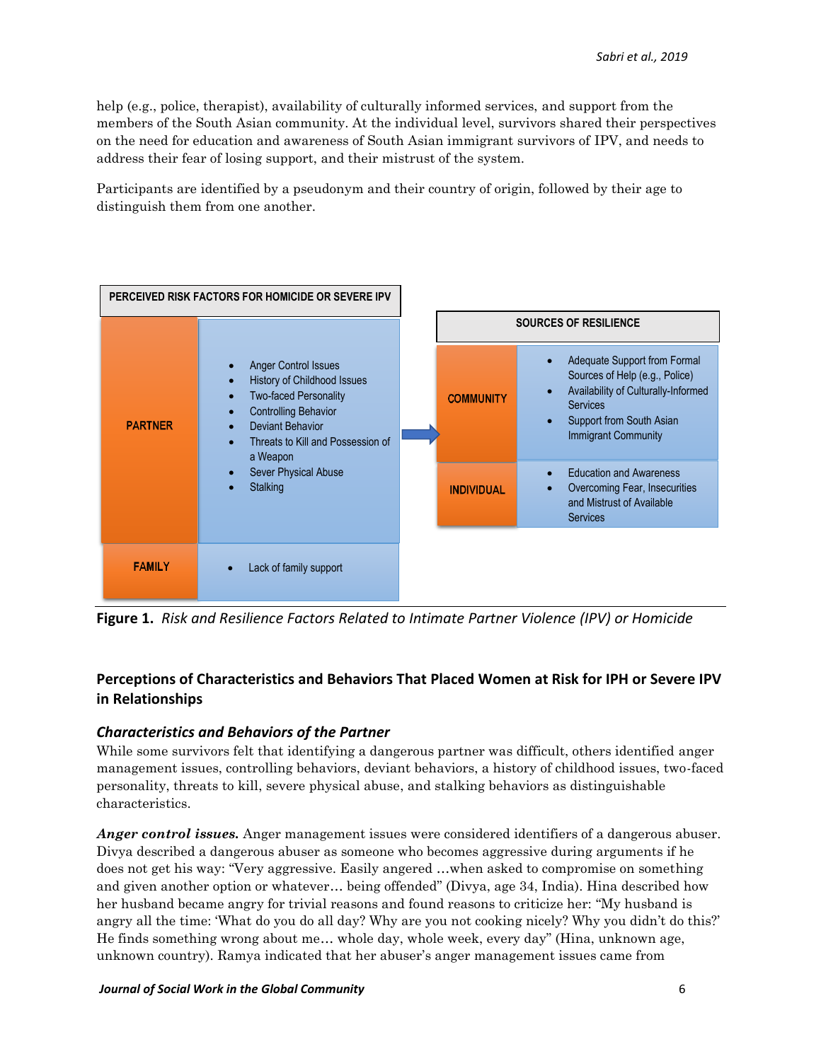help (e.g., police, therapist), availability of culturally informed services, and support from the members of the South Asian community. At the individual level, survivors shared their perspectives on the need for education and awareness of South Asian immigrant survivors of IPV, and needs to address their fear of losing support, and their mistrust of the system.

Participants are identified by a pseudonym and their country of origin, followed by their age to distinguish them from one another.

| PERCEIVED RISK FACTORS FOR HOMICIDE OR SEVERE IPV | |
|---|---|
| PARTNER | • Anger Control Issues<br>• History of Childhood Issues<br>• Two-faced Personality<br>• Controlling Behavior<br>• Deviant Behavior<br>• Threats to Kill and Possession of a Weapon<br>• Sever Physical Abuse<br>• Stalking |
| FAMILY | • Lack of family support |

→

| SOURCES OF RESILIENCE | |
|---|---|
| COMMUNITY | • Adequate Support from Formal Sources of Help (e.g., Police)<br>• Availability of Culturally-Informed Services<br>• Support from South Asian Immigrant Community |
| INDIVIDUAL | • Education and Awareness<br>• Overcoming Fear, Insecurities and Mistrust of Available Services |

**Figure 1.** *Risk and Resilience Factors Related to Intimate Partner Violence (IPV) or Homicide*

## Perceptions of Characteristics and Behaviors That Placed Women at Risk for IPH or Severe IPV in Relationships

### *Characteristics and Behaviors of the Partner*

While some survivors felt that identifying a dangerous partner was difficult, others identified anger management issues, controlling behaviors, deviant behaviors, a history of childhood issues, two-faced personality, threats to kill, severe physical abuse, and stalking behaviors as distinguishable characteristics.

***Anger control issues.*** Anger management issues were considered identifiers of a dangerous abuser. Divya described a dangerous abuser as someone who becomes aggressive during arguments if he does not get his way: "Very aggressive. Easily angered …when asked to compromise on something and given another option or whatever… being offended" (Divya, age 34, India). Hina described how her husband became angry for trivial reasons and found reasons to criticize her: "My husband is angry all the time: 'What do you do all day? Why are you not cooking nicely? Why you didn't do this?' He finds something wrong about me… whole day, whole week, every day" (Hina, unknown age, unknown country). Ramya indicated that her abuser's anger management issues came from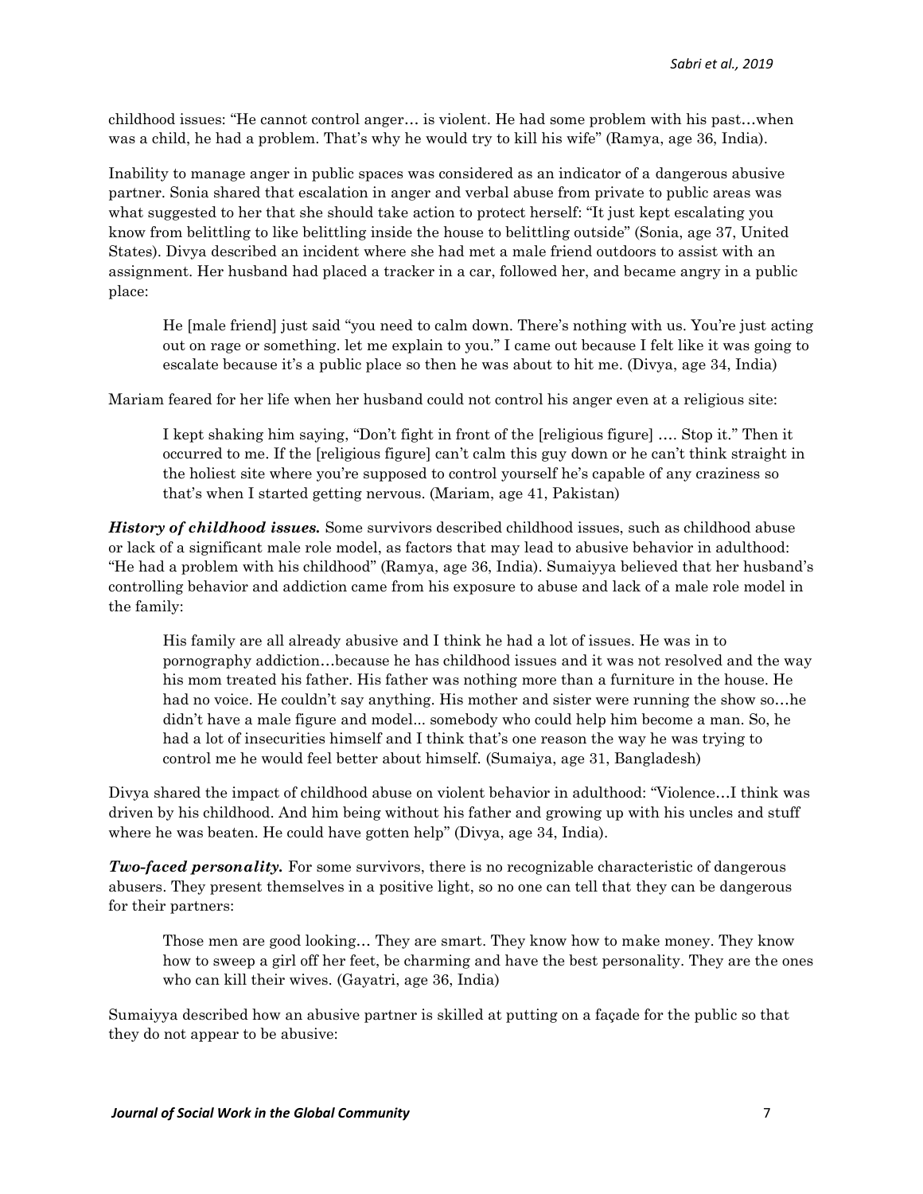childhood issues: "He cannot control anger… is violent. He had some problem with his past…when was a child, he had a problem. That's why he would try to kill his wife" (Ramya, age 36, India).

Inability to manage anger in public spaces was considered as an indicator of a dangerous abusive partner. Sonia shared that escalation in anger and verbal abuse from private to public areas was what suggested to her that she should take action to protect herself: "It just kept escalating you know from belittling to like belittling inside the house to belittling outside" (Sonia, age 37, United States). Divya described an incident where she had met a male friend outdoors to assist with an assignment. Her husband had placed a tracker in a car, followed her, and became angry in a public place:

> He [male friend] just said "you need to calm down. There's nothing with us. You're just acting out on rage or something. let me explain to you." I came out because I felt like it was going to escalate because it's a public place so then he was about to hit me. (Divya, age 34, India)

Mariam feared for her life when her husband could not control his anger even at a religious site:

> I kept shaking him saying, "Don't fight in front of the [religious figure] …. Stop it." Then it occurred to me. If the [religious figure] can't calm this guy down or he can't think straight in the holiest site where you're supposed to control yourself he's capable of any craziness so that's when I started getting nervous. (Mariam, age 41, Pakistan)

***History of childhood issues.*** Some survivors described childhood issues, such as childhood abuse or lack of a significant male role model, as factors that may lead to abusive behavior in adulthood: "He had a problem with his childhood" (Ramya, age 36, India). Sumaiyya believed that her husband's controlling behavior and addiction came from his exposure to abuse and lack of a male role model in the family:

> His family are all already abusive and I think he had a lot of issues. He was in to pornography addiction…because he has childhood issues and it was not resolved and the way his mom treated his father. His father was nothing more than a furniture in the house. He had no voice. He couldn't say anything. His mother and sister were running the show so…he didn't have a male figure and model... somebody who could help him become a man. So, he had a lot of insecurities himself and I think that's one reason the way he was trying to control me he would feel better about himself. (Sumaiya, age 31, Bangladesh)

Divya shared the impact of childhood abuse on violent behavior in adulthood: "Violence…I think was driven by his childhood. And him being without his father and growing up with his uncles and stuff where he was beaten. He could have gotten help" (Divya, age 34, India).

***Two-faced personality.*** For some survivors, there is no recognizable characteristic of dangerous abusers. They present themselves in a positive light, so no one can tell that they can be dangerous for their partners:

> Those men are good looking… They are smart. They know how to make money. They know how to sweep a girl off her feet, be charming and have the best personality. They are the ones who can kill their wives. (Gayatri, age 36, India)

Sumaiyya described how an abusive partner is skilled at putting on a façade for the public so that they do not appear to be abusive: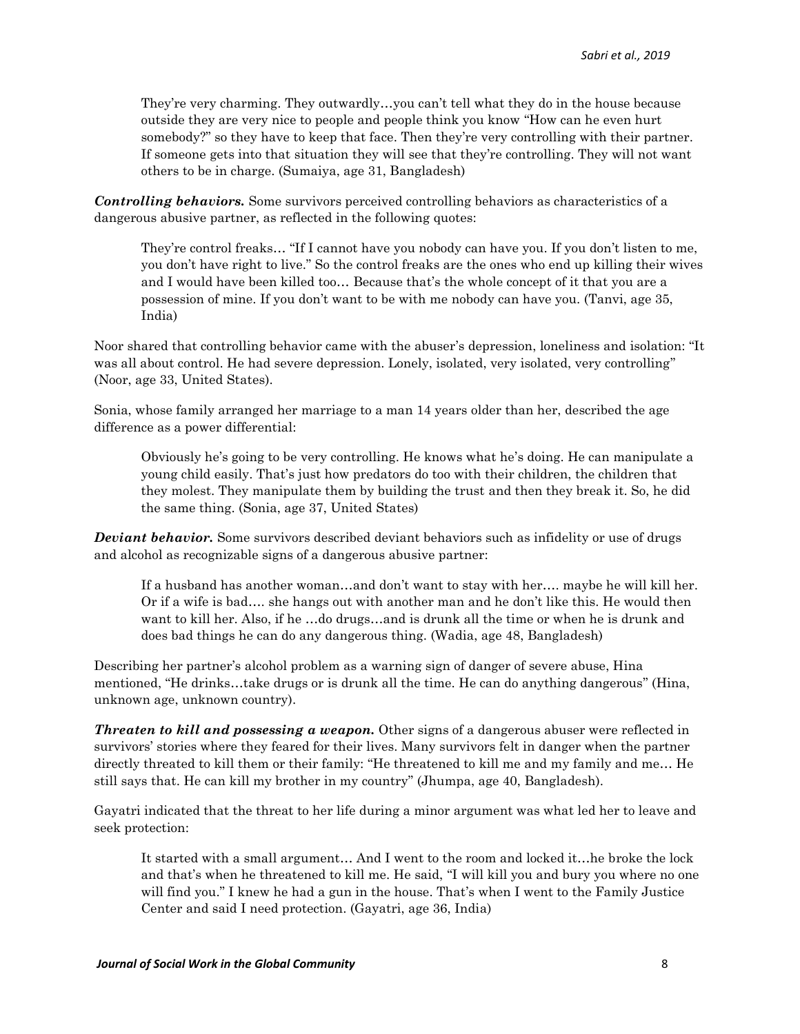> They're very charming. They outwardly…you can't tell what they do in the house because outside they are very nice to people and people think you know "How can he even hurt somebody?" so they have to keep that face. Then they're very controlling with their partner. If someone gets into that situation they will see that they're controlling. They will not want others to be in charge. (Sumaiya, age 31, Bangladesh)

***Controlling behaviors.*** Some survivors perceived controlling behaviors as characteristics of a dangerous abusive partner, as reflected in the following quotes:

> They're control freaks… "If I cannot have you nobody can have you. If you don't listen to me, you don't have right to live." So the control freaks are the ones who end up killing their wives and I would have been killed too… Because that's the whole concept of it that you are a possession of mine. If you don't want to be with me nobody can have you. (Tanvi, age 35, India)

Noor shared that controlling behavior came with the abuser's depression, loneliness and isolation: "It was all about control. He had severe depression. Lonely, isolated, very isolated, very controlling" (Noor, age 33, United States).

Sonia, whose family arranged her marriage to a man 14 years older than her, described the age difference as a power differential:

> Obviously he's going to be very controlling. He knows what he's doing. He can manipulate a young child easily. That's just how predators do too with their children, the children that they molest. They manipulate them by building the trust and then they break it. So, he did the same thing. (Sonia, age 37, United States)

***Deviant behavior.*** Some survivors described deviant behaviors such as infidelity or use of drugs and alcohol as recognizable signs of a dangerous abusive partner:

> If a husband has another woman…and don't want to stay with her…. maybe he will kill her. Or if a wife is bad…. she hangs out with another man and he don't like this. He would then want to kill her. Also, if he …do drugs…and is drunk all the time or when he is drunk and does bad things he can do any dangerous thing. (Wadia, age 48, Bangladesh)

Describing her partner's alcohol problem as a warning sign of danger of severe abuse, Hina mentioned, "He drinks…take drugs or is drunk all the time. He can do anything dangerous" (Hina, unknown age, unknown country).

***Threaten to kill and possessing a weapon.*** Other signs of a dangerous abuser were reflected in survivors' stories where they feared for their lives. Many survivors felt in danger when the partner directly threated to kill them or their family: "He threatened to kill me and my family and me… He still says that. He can kill my brother in my country" (Jhumpa, age 40, Bangladesh).

Gayatri indicated that the threat to her life during a minor argument was what led her to leave and seek protection:

> It started with a small argument… And I went to the room and locked it…he broke the lock and that's when he threatened to kill me. He said, "I will kill you and bury you where no one will find you." I knew he had a gun in the house. That's when I went to the Family Justice Center and said I need protection. (Gayatri, age 36, India)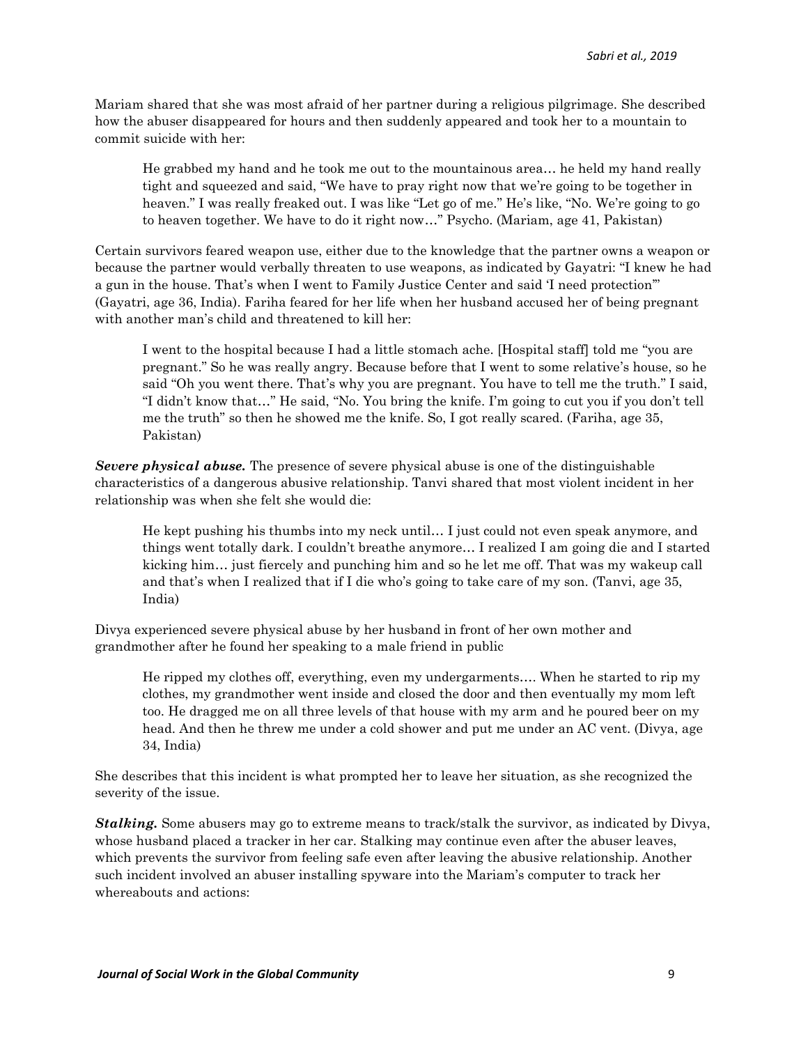Mariam shared that she was most afraid of her partner during a religious pilgrimage. She described how the abuser disappeared for hours and then suddenly appeared and took her to a mountain to commit suicide with her:

> He grabbed my hand and he took me out to the mountainous area… he held my hand really tight and squeezed and said, "We have to pray right now that we're going to be together in heaven." I was really freaked out. I was like "Let go of me." He's like, "No. We're going to go to heaven together. We have to do it right now…" Psycho. (Mariam, age 41, Pakistan)

Certain survivors feared weapon use, either due to the knowledge that the partner owns a weapon or because the partner would verbally threaten to use weapons, as indicated by Gayatri: "I knew he had a gun in the house. That's when I went to Family Justice Center and said 'I need protection'" (Gayatri, age 36, India). Fariha feared for her life when her husband accused her of being pregnant with another man's child and threatened to kill her:

> I went to the hospital because I had a little stomach ache. [Hospital staff] told me "you are pregnant." So he was really angry. Because before that I went to some relative's house, so he said "Oh you went there. That's why you are pregnant. You have to tell me the truth." I said, "I didn't know that…" He said, "No. You bring the knife. I'm going to cut you if you don't tell me the truth" so then he showed me the knife. So, I got really scared. (Fariha, age 35, Pakistan)

***Severe physical abuse.*** The presence of severe physical abuse is one of the distinguishable characteristics of a dangerous abusive relationship. Tanvi shared that most violent incident in her relationship was when she felt she would die:

> He kept pushing his thumbs into my neck until… I just could not even speak anymore, and things went totally dark. I couldn't breathe anymore… I realized I am going die and I started kicking him… just fiercely and punching him and so he let me off. That was my wakeup call and that's when I realized that if I die who's going to take care of my son. (Tanvi, age 35, India)

Divya experienced severe physical abuse by her husband in front of her own mother and grandmother after he found her speaking to a male friend in public

> He ripped my clothes off, everything, even my undergarments…. When he started to rip my clothes, my grandmother went inside and closed the door and then eventually my mom left too. He dragged me on all three levels of that house with my arm and he poured beer on my head. And then he threw me under a cold shower and put me under an AC vent. (Divya, age 34, India)

She describes that this incident is what prompted her to leave her situation, as she recognized the severity of the issue.

***Stalking.*** Some abusers may go to extreme means to track/stalk the survivor, as indicated by Divya, whose husband placed a tracker in her car. Stalking may continue even after the abuser leaves, which prevents the survivor from feeling safe even after leaving the abusive relationship. Another such incident involved an abuser installing spyware into the Mariam's computer to track her whereabouts and actions: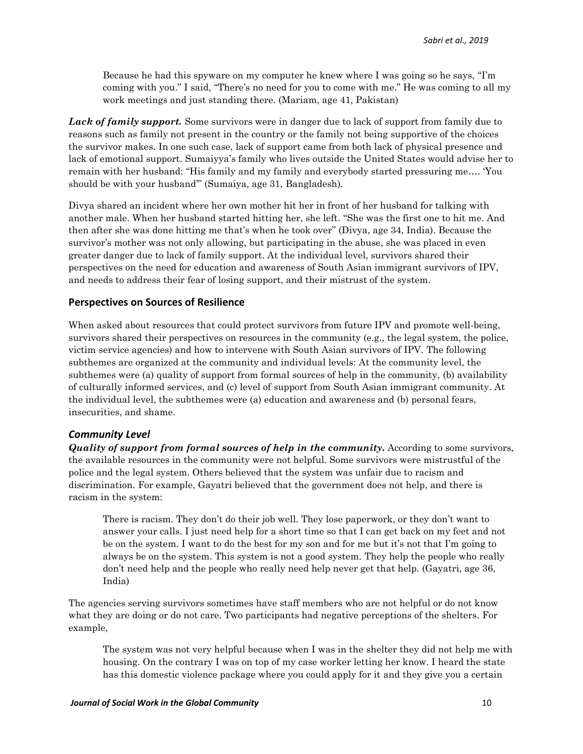> Because he had this spyware on my computer he knew where I was going so he says, "I'm coming with you." I said, "There's no need for you to come with me." He was coming to all my work meetings and just standing there. (Mariam, age 41, Pakistan)

***Lack of family support.*** Some survivors were in danger due to lack of support from family due to reasons such as family not present in the country or the family not being supportive of the choices the survivor makes. In one such case, lack of support came from both lack of physical presence and lack of emotional support. Sumaiyya's family who lives outside the United States would advise her to remain with her husband: "His family and my family and everybody started pressuring me…. 'You should be with your husband'" (Sumaiya, age 31, Bangladesh).

Divya shared an incident where her own mother hit her in front of her husband for talking with another male. When her husband started hitting her, she left. "She was the first one to hit me. And then after she was done hitting me that's when he took over" (Divya, age 34, India). Because the survivor's mother was not only allowing, but participating in the abuse, she was placed in even greater danger due to lack of family support. At the individual level, survivors shared their perspectives on the need for education and awareness of South Asian immigrant survivors of IPV, and needs to address their fear of losing support, and their mistrust of the system.

## Perspectives on Sources of Resilience

When asked about resources that could protect survivors from future IPV and promote well-being, survivors shared their perspectives on resources in the community (e.g., the legal system, the police, victim service agencies) and how to intervene with South Asian survivors of IPV. The following subthemes are organized at the community and individual levels: At the community level, the subthemes were (a) quality of support from formal sources of help in the community, (b) availability of culturally informed services, and (c) level of support from South Asian immigrant community. At the individual level, the subthemes were (a) education and awareness and (b) personal fears, insecurities, and shame.

### *Community Level*

***Quality of support from formal sources of help in the community.*** According to some survivors, the available resources in the community were not helpful. Some survivors were mistrustful of the police and the legal system. Others believed that the system was unfair due to racism and discrimination. For example, Gayatri believed that the government does not help, and there is racism in the system:

> There is racism. They don't do their job well. They lose paperwork, or they don't want to answer your calls. I just need help for a short time so that I can get back on my feet and not be on the system. I want to do the best for my son and for me but it's not that I'm going to always be on the system. This system is not a good system. They help the people who really don't need help and the people who really need help never get that help. (Gayatri, age 36, India)

The agencies serving survivors sometimes have staff members who are not helpful or do not know what they are doing or do not care. Two participants had negative perceptions of the shelters. For example,

> The system was not very helpful because when I was in the shelter they did not help me with housing. On the contrary I was on top of my case worker letting her know. I heard the state has this domestic violence package where you could apply for it and they give you a certain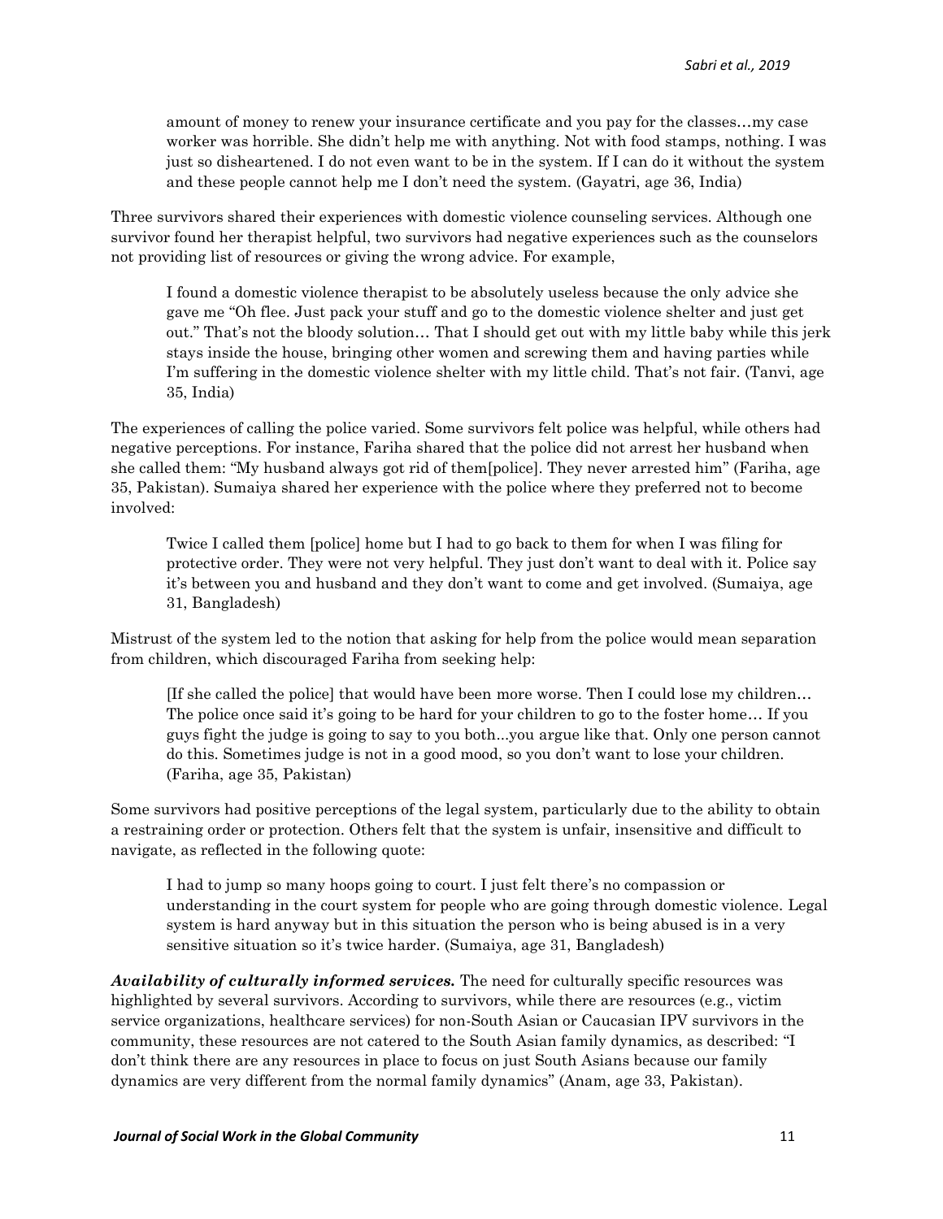> amount of money to renew your insurance certificate and you pay for the classes…my case worker was horrible. She didn't help me with anything. Not with food stamps, nothing. I was just so disheartened. I do not even want to be in the system. If I can do it without the system and these people cannot help me I don't need the system. (Gayatri, age 36, India)

Three survivors shared their experiences with domestic violence counseling services. Although one survivor found her therapist helpful, two survivors had negative experiences such as the counselors not providing list of resources or giving the wrong advice. For example,

> I found a domestic violence therapist to be absolutely useless because the only advice she gave me "Oh flee. Just pack your stuff and go to the domestic violence shelter and just get out." That's not the bloody solution… That I should get out with my little baby while this jerk stays inside the house, bringing other women and screwing them and having parties while I'm suffering in the domestic violence shelter with my little child. That's not fair. (Tanvi, age 35, India)

The experiences of calling the police varied. Some survivors felt police was helpful, while others had negative perceptions. For instance, Fariha shared that the police did not arrest her husband when she called them: "My husband always got rid of them[police]. They never arrested him" (Fariha, age 35, Pakistan). Sumaiya shared her experience with the police where they preferred not to become involved:

> Twice I called them [police] home but I had to go back to them for when I was filing for protective order. They were not very helpful. They just don't want to deal with it. Police say it's between you and husband and they don't want to come and get involved. (Sumaiya, age 31, Bangladesh)

Mistrust of the system led to the notion that asking for help from the police would mean separation from children, which discouraged Fariha from seeking help:

> [If she called the police] that would have been more worse. Then I could lose my children… The police once said it's going to be hard for your children to go to the foster home… If you guys fight the judge is going to say to you both...you argue like that. Only one person cannot do this. Sometimes judge is not in a good mood, so you don't want to lose your children. (Fariha, age 35, Pakistan)

Some survivors had positive perceptions of the legal system, particularly due to the ability to obtain a restraining order or protection. Others felt that the system is unfair, insensitive and difficult to navigate, as reflected in the following quote:

> I had to jump so many hoops going to court. I just felt there's no compassion or understanding in the court system for people who are going through domestic violence. Legal system is hard anyway but in this situation the person who is being abused is in a very sensitive situation so it's twice harder. (Sumaiya, age 31, Bangladesh)

***Availability of culturally informed services.*** The need for culturally specific resources was highlighted by several survivors. According to survivors, while there are resources (e.g., victim service organizations, healthcare services) for non-South Asian or Caucasian IPV survivors in the community, these resources are not catered to the South Asian family dynamics, as described: "I don't think there are any resources in place to focus on just South Asians because our family dynamics are very different from the normal family dynamics" (Anam, age 33, Pakistan).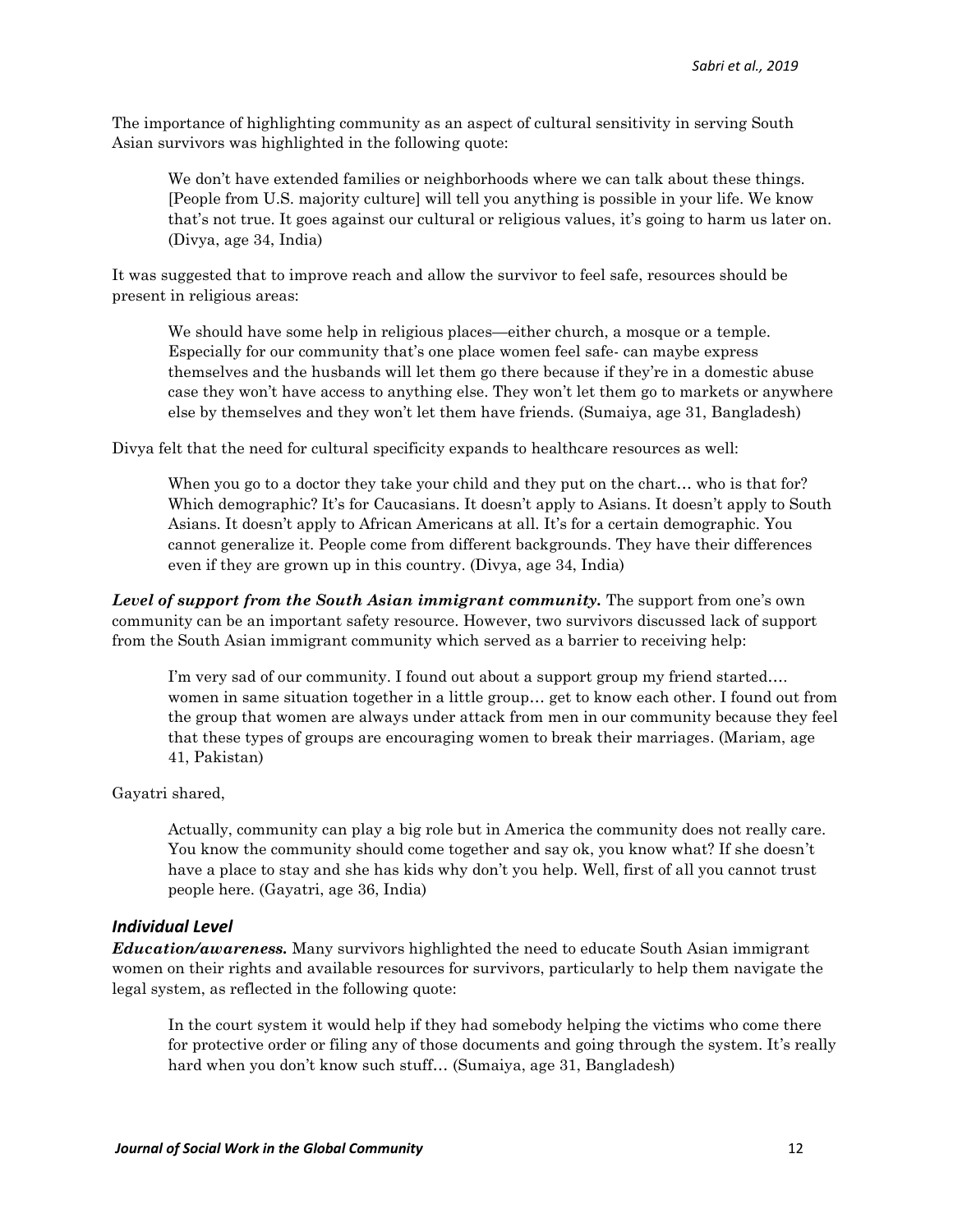The importance of highlighting community as an aspect of cultural sensitivity in serving South Asian survivors was highlighted in the following quote:

> We don't have extended families or neighborhoods where we can talk about these things. [People from U.S. majority culture] will tell you anything is possible in your life. We know that's not true. It goes against our cultural or religious values, it's going to harm us later on. (Divya, age 34, India)

It was suggested that to improve reach and allow the survivor to feel safe, resources should be present in religious areas:

> We should have some help in religious places—either church, a mosque or a temple. Especially for our community that's one place women feel safe- can maybe express themselves and the husbands will let them go there because if they're in a domestic abuse case they won't have access to anything else. They won't let them go to markets or anywhere else by themselves and they won't let them have friends. (Sumaiya, age 31, Bangladesh)

Divya felt that the need for cultural specificity expands to healthcare resources as well:

> When you go to a doctor they take your child and they put on the chart… who is that for? Which demographic? It's for Caucasians. It doesn't apply to Asians. It doesn't apply to South Asians. It doesn't apply to African Americans at all. It's for a certain demographic. You cannot generalize it. People come from different backgrounds. They have their differences even if they are grown up in this country. (Divya, age 34, India)

***Level of support from the South Asian immigrant community.*** The support from one's own community can be an important safety resource. However, two survivors discussed lack of support from the South Asian immigrant community which served as a barrier to receiving help:

> I'm very sad of our community. I found out about a support group my friend started…. women in same situation together in a little group… get to know each other. I found out from the group that women are always under attack from men in our community because they feel that these types of groups are encouraging women to break their marriages. (Mariam, age 41, Pakistan)

Gayatri shared,

> Actually, community can play a big role but in America the community does not really care. You know the community should come together and say ok, you know what? If she doesn't have a place to stay and she has kids why don't you help. Well, first of all you cannot trust people here. (Gayatri, age 36, India)

### *Individual Level*

***Education/awareness.*** Many survivors highlighted the need to educate South Asian immigrant women on their rights and available resources for survivors, particularly to help them navigate the legal system, as reflected in the following quote:

> In the court system it would help if they had somebody helping the victims who come there for protective order or filing any of those documents and going through the system. It's really hard when you don't know such stuff… (Sumaiya, age 31, Bangladesh)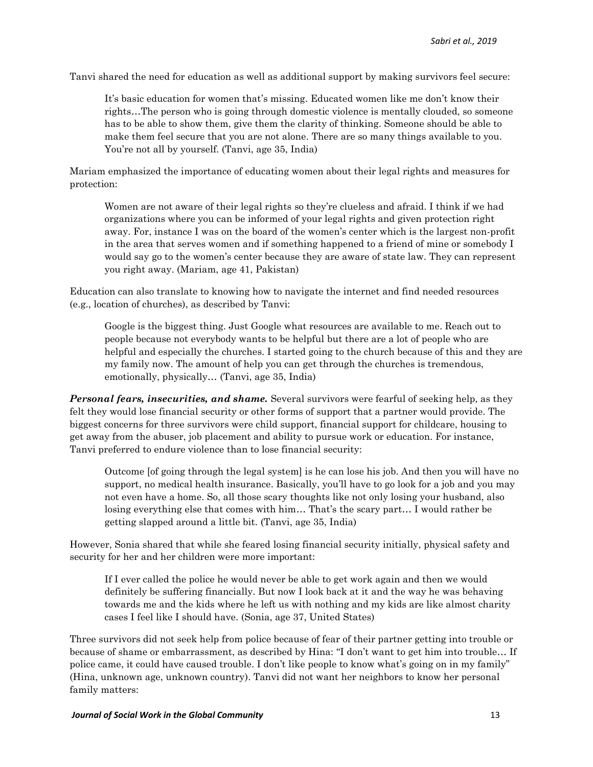Tanvi shared the need for education as well as additional support by making survivors feel secure:

> It's basic education for women that's missing. Educated women like me don't know their rights…The person who is going through domestic violence is mentally clouded, so someone has to be able to show them, give them the clarity of thinking. Someone should be able to make them feel secure that you are not alone. There are so many things available to you. You're not all by yourself. (Tanvi, age 35, India)

Mariam emphasized the importance of educating women about their legal rights and measures for protection:

> Women are not aware of their legal rights so they're clueless and afraid. I think if we had organizations where you can be informed of your legal rights and given protection right away. For, instance I was on the board of the women's center which is the largest non-profit in the area that serves women and if something happened to a friend of mine or somebody I would say go to the women's center because they are aware of state law. They can represent you right away. (Mariam, age 41, Pakistan)

Education can also translate to knowing how to navigate the internet and find needed resources (e.g., location of churches), as described by Tanvi:

> Google is the biggest thing. Just Google what resources are available to me. Reach out to people because not everybody wants to be helpful but there are a lot of people who are helpful and especially the churches. I started going to the church because of this and they are my family now. The amount of help you can get through the churches is tremendous, emotionally, physically… (Tanvi, age 35, India)

***Personal fears, insecurities, and shame.*** Several survivors were fearful of seeking help, as they felt they would lose financial security or other forms of support that a partner would provide. The biggest concerns for three survivors were child support, financial support for childcare, housing to get away from the abuser, job placement and ability to pursue work or education. For instance, Tanvi preferred to endure violence than to lose financial security:

> Outcome [of going through the legal system] is he can lose his job. And then you will have no support, no medical health insurance. Basically, you'll have to go look for a job and you may not even have a home. So, all those scary thoughts like not only losing your husband, also losing everything else that comes with him… That's the scary part… I would rather be getting slapped around a little bit. (Tanvi, age 35, India)

However, Sonia shared that while she feared losing financial security initially, physical safety and security for her and her children were more important:

> If I ever called the police he would never be able to get work again and then we would definitely be suffering financially. But now I look back at it and the way he was behaving towards me and the kids where he left us with nothing and my kids are like almost charity cases I feel like I should have. (Sonia, age 37, United States)

Three survivors did not seek help from police because of fear of their partner getting into trouble or because of shame or embarrassment, as described by Hina: "I don't want to get him into trouble… If police came, it could have caused trouble. I don't like people to know what's going on in my family" (Hina, unknown age, unknown country). Tanvi did not want her neighbors to know her personal family matters: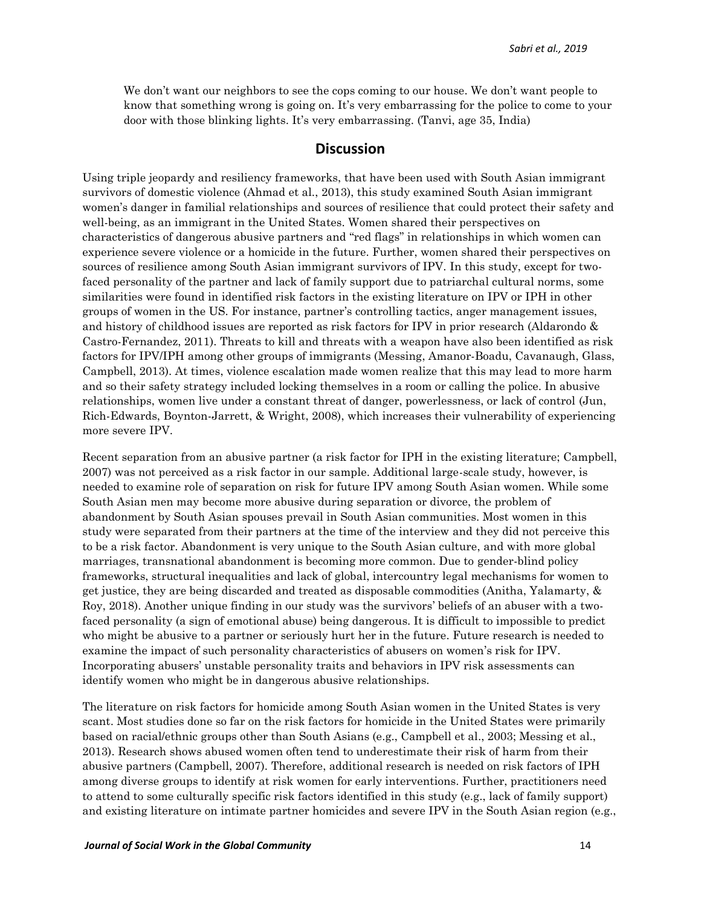> We don't want our neighbors to see the cops coming to our house. We don't want people to know that something wrong is going on. It's very embarrassing for the police to come to your door with those blinking lights. It's very embarrassing. (Tanvi, age 35, India)

## Discussion

Using triple jeopardy and resiliency frameworks, that have been used with South Asian immigrant survivors of domestic violence (Ahmad et al., 2013), this study examined South Asian immigrant women's danger in familial relationships and sources of resilience that could protect their safety and well-being, as an immigrant in the United States. Women shared their perspectives on characteristics of dangerous abusive partners and "red flags" in relationships in which women can experience severe violence or a homicide in the future. Further, women shared their perspectives on sources of resilience among South Asian immigrant survivors of IPV. In this study, except for two-faced personality of the partner and lack of family support due to patriarchal cultural norms, some similarities were found in identified risk factors in the existing literature on IPV or IPH in other groups of women in the US. For instance, partner's controlling tactics, anger management issues, and history of childhood issues are reported as risk factors for IPV in prior research (Aldarondo & Castro-Fernandez, 2011). Threats to kill and threats with a weapon have also been identified as risk factors for IPV/IPH among other groups of immigrants (Messing, Amanor-Boadu, Cavanaugh, Glass, Campbell, 2013). At times, violence escalation made women realize that this may lead to more harm and so their safety strategy included locking themselves in a room or calling the police. In abusive relationships, women live under a constant threat of danger, powerlessness, or lack of control (Jun, Rich-Edwards, Boynton-Jarrett, & Wright, 2008), which increases their vulnerability of experiencing more severe IPV.

Recent separation from an abusive partner (a risk factor for IPH in the existing literature; Campbell, 2007) was not perceived as a risk factor in our sample. Additional large-scale study, however, is needed to examine role of separation on risk for future IPV among South Asian women. While some South Asian men may become more abusive during separation or divorce, the problem of abandonment by South Asian spouses prevail in South Asian communities. Most women in this study were separated from their partners at the time of the interview and they did not perceive this to be a risk factor. Abandonment is very unique to the South Asian culture, and with more global marriages, transnational abandonment is becoming more common. Due to gender-blind policy frameworks, structural inequalities and lack of global, intercountry legal mechanisms for women to get justice, they are being discarded and treated as disposable commodities (Anitha, Yalamarty, & Roy, 2018). Another unique finding in our study was the survivors' beliefs of an abuser with a two-faced personality (a sign of emotional abuse) being dangerous. It is difficult to impossible to predict who might be abusive to a partner or seriously hurt her in the future. Future research is needed to examine the impact of such personality characteristics of abusers on women's risk for IPV. Incorporating abusers' unstable personality traits and behaviors in IPV risk assessments can identify women who might be in dangerous abusive relationships.

The literature on risk factors for homicide among South Asian women in the United States is very scant. Most studies done so far on the risk factors for homicide in the United States were primarily based on racial/ethnic groups other than South Asians (e.g., Campbell et al., 2003; Messing et al., 2013). Research shows abused women often tend to underestimate their risk of harm from their abusive partners (Campbell, 2007). Therefore, additional research is needed on risk factors of IPH among diverse groups to identify at risk women for early interventions. Further, practitioners need to attend to some culturally specific risk factors identified in this study (e.g., lack of family support) and existing literature on intimate partner homicides and severe IPV in the South Asian region (e.g.,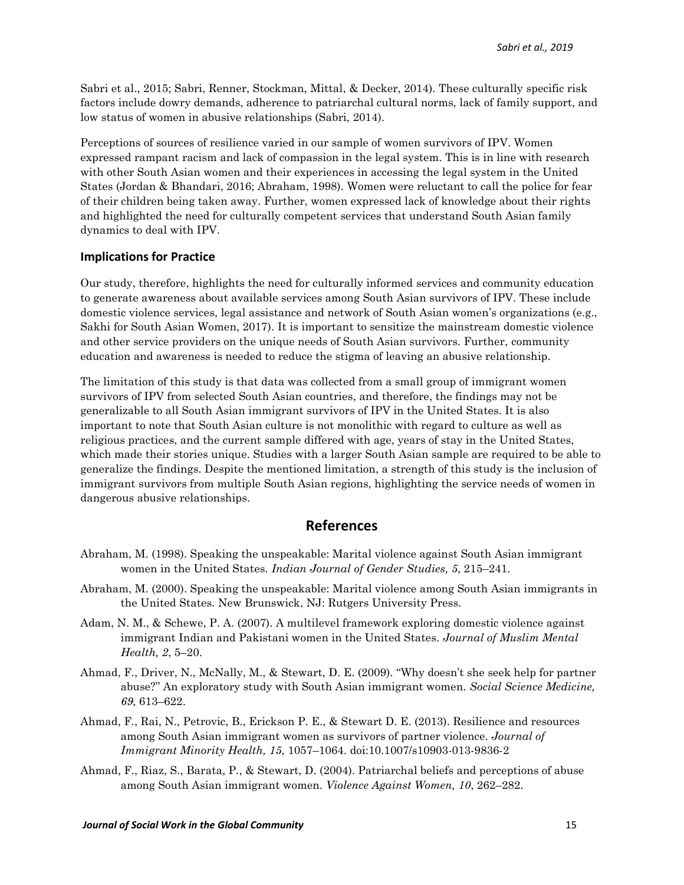Sabri et al., 2015; Sabri, Renner, Stockman, Mittal, & Decker, 2014). These culturally specific risk factors include dowry demands, adherence to patriarchal cultural norms, lack of family support, and low status of women in abusive relationships (Sabri, 2014).

Perceptions of sources of resilience varied in our sample of women survivors of IPV. Women expressed rampant racism and lack of compassion in the legal system. This is in line with research with other South Asian women and their experiences in accessing the legal system in the United States (Jordan & Bhandari, 2016; Abraham, 1998). Women were reluctant to call the police for fear of their children being taken away. Further, women expressed lack of knowledge about their rights and highlighted the need for culturally competent services that understand South Asian family dynamics to deal with IPV.

### Implications for Practice

Our study, therefore, highlights the need for culturally informed services and community education to generate awareness about available services among South Asian survivors of IPV. These include domestic violence services, legal assistance and network of South Asian women's organizations (e.g., Sakhi for South Asian Women, 2017). It is important to sensitize the mainstream domestic violence and other service providers on the unique needs of South Asian survivors. Further, community education and awareness is needed to reduce the stigma of leaving an abusive relationship.

The limitation of this study is that data was collected from a small group of immigrant women survivors of IPV from selected South Asian countries, and therefore, the findings may not be generalizable to all South Asian immigrant survivors of IPV in the United States. It is also important to note that South Asian culture is not monolithic with regard to culture as well as religious practices, and the current sample differed with age, years of stay in the United States, which made their stories unique. Studies with a larger South Asian sample are required to be able to generalize the findings. Despite the mentioned limitation, a strength of this study is the inclusion of immigrant survivors from multiple South Asian regions, highlighting the service needs of women in dangerous abusive relationships.

## References

Abraham, M. (1998). Speaking the unspeakable: Marital violence against South Asian immigrant women in the United States. *Indian Journal of Gender Studies, 5*, 215–241.

Abraham, M. (2000). Speaking the unspeakable: Marital violence among South Asian immigrants in the United States. New Brunswick, NJ: Rutgers University Press.

Adam, N. M., & Schewe, P. A. (2007). A multilevel framework exploring domestic violence against immigrant Indian and Pakistani women in the United States. *Journal of Muslim Mental Health, 2*, 5–20.

Ahmad, F., Driver, N., McNally, M., & Stewart, D. E. (2009). "Why doesn't she seek help for partner abuse?" An exploratory study with South Asian immigrant women. *Social Science Medicine, 69*, 613–622.

Ahmad, F., Rai, N., Petrovic, B., Erickson P. E., & Stewart D. E. (2013). Resilience and resources among South Asian immigrant women as survivors of partner violence. *Journal of Immigrant Minority Health, 15*, 1057–1064. doi:10.1007/s10903-013-9836-2

Ahmad, F., Riaz, S., Barata, P., & Stewart, D. (2004). Patriarchal beliefs and perceptions of abuse among South Asian immigrant women. *Violence Against Women, 10*, 262–282.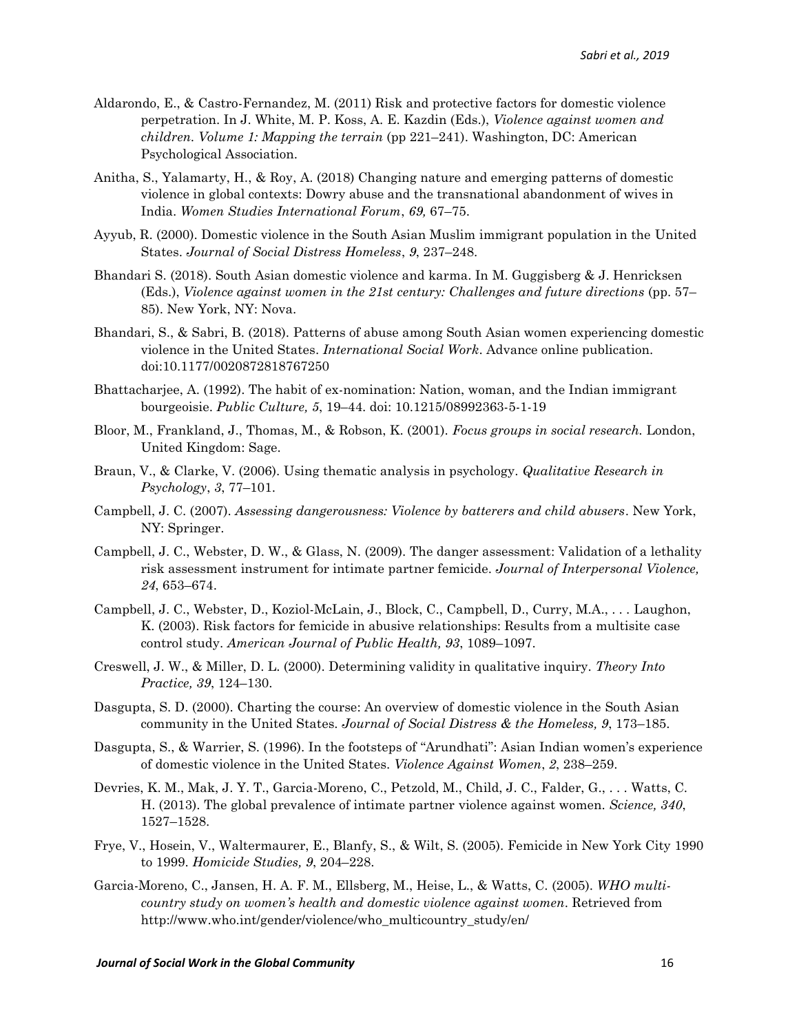Aldarondo, E., & Castro-Fernandez, M. (2011) Risk and protective factors for domestic violence perpetration. In J. White, M. P. Koss, A. E. Kazdin (Eds.), *Violence against women and children. Volume 1: Mapping the terrain* (pp 221–241). Washington, DC: American Psychological Association.

Anitha, S., Yalamarty, H., & Roy, A. (2018) Changing nature and emerging patterns of domestic violence in global contexts: Dowry abuse and the transnational abandonment of wives in India. *Women Studies International Forum*, *69,* 67–75.

Ayyub, R. (2000). Domestic violence in the South Asian Muslim immigrant population in the United States. *Journal of Social Distress Homeless*, *9*, 237–248.

Bhandari S. (2018). South Asian domestic violence and karma. In M. Guggisberg & J. Henricksen (Eds.), *Violence against women in the 21st century: Challenges and future directions* (pp. 57–85). New York, NY: Nova.

Bhandari, S., & Sabri, B. (2018). Patterns of abuse among South Asian women experiencing domestic violence in the United States. *International Social Work*. Advance online publication. doi:10.1177/0020872818767250

Bhattacharjee, A. (1992). The habit of ex-nomination: Nation, woman, and the Indian immigrant bourgeoisie. *Public Culture, 5*, 19–44. doi: 10.1215/08992363-5-1-19

Bloor, M., Frankland, J., Thomas, M., & Robson, K. (2001). *Focus groups in social research.* London, United Kingdom: Sage.

Braun, V., & Clarke, V. (2006). Using thematic analysis in psychology. *Qualitative Research in Psychology*, *3*, 77–101.

Campbell, J. C. (2007). *Assessing dangerousness: Violence by batterers and child abusers*. New York, NY: Springer.

Campbell, J. C., Webster, D. W., & Glass, N. (2009). The danger assessment: Validation of a lethality risk assessment instrument for intimate partner femicide. *Journal of Interpersonal Violence, 24*, 653–674.

Campbell, J. C., Webster, D., Koziol-McLain, J., Block, C., Campbell, D., Curry, M.A., . . . Laughon, K. (2003). Risk factors for femicide in abusive relationships: Results from a multisite case control study. *American Journal of Public Health, 93*, 1089–1097.

Creswell, J. W., & Miller, D. L. (2000). Determining validity in qualitative inquiry. *Theory Into Practice, 39*, 124–130.

Dasgupta, S. D. (2000). Charting the course: An overview of domestic violence in the South Asian community in the United States. *Journal of Social Distress & the Homeless, 9*, 173–185.

Dasgupta, S., & Warrier, S. (1996). In the footsteps of "Arundhati": Asian Indian women's experience of domestic violence in the United States. *Violence Against Women*, *2*, 238–259.

Devries, K. M., Mak, J. Y. T., Garcia-Moreno, C., Petzold, M., Child, J. C., Falder, G., . . . Watts, C. H. (2013). The global prevalence of intimate partner violence against women. *Science, 340*, 1527–1528.

Frye, V., Hosein, V., Waltermaurer, E., Blanfy, S., & Wilt, S. (2005). Femicide in New York City 1990 to 1999. *Homicide Studies, 9*, 204–228.

Garcia-Moreno, C., Jansen, H. A. F. M., Ellsberg, M., Heise, L., & Watts, C. (2005). *WHO multi-country study on women's health and domestic violence against women*. Retrieved from http://www.who.int/gender/violence/who_multicountry_study/en/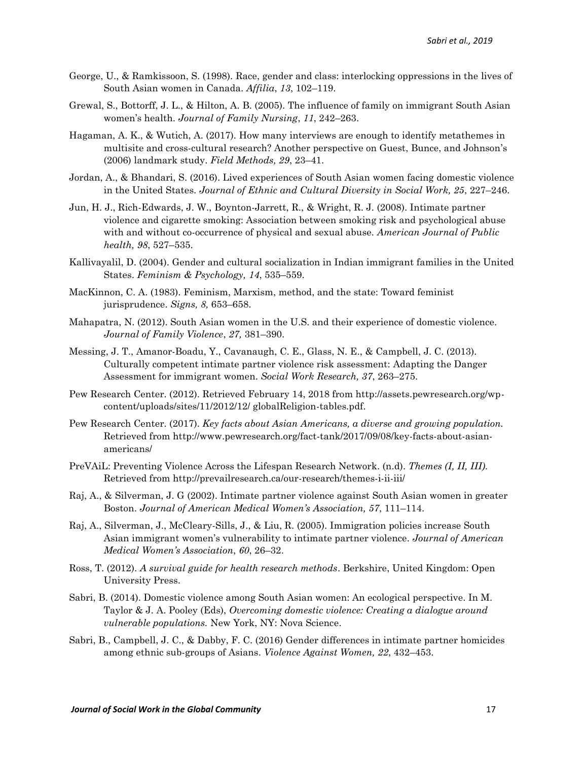George, U., & Ramkissoon, S. (1998). Race, gender and class: interlocking oppressions in the lives of South Asian women in Canada. *Affilia*, *13*, 102–119.

Grewal, S., Bottorff, J. L., & Hilton, A. B. (2005). The influence of family on immigrant South Asian women's health. *Journal of Family Nursing*, *11*, 242–263.

Hagaman, A. K., & Wutich, A. (2017). How many interviews are enough to identify metathemes in multisite and cross-cultural research? Another perspective on Guest, Bunce, and Johnson's (2006) landmark study. *Field Methods, 29*, 23–41.

Jordan, A., & Bhandari, S. (2016). Lived experiences of South Asian women facing domestic violence in the United States. *Journal of Ethnic and Cultural Diversity in Social Work, 25*, 227–246.

Jun, H. J., Rich-Edwards, J. W., Boynton-Jarrett, R., & Wright, R. J. (2008). Intimate partner violence and cigarette smoking: Association between smoking risk and psychological abuse with and without co-occurrence of physical and sexual abuse. *American Journal of Public health, 98*, 527–535.

Kallivayalil, D. (2004). Gender and cultural socialization in Indian immigrant families in the United States. *Feminism & Psychology, 14*, 535–559.

MacKinnon, C. A. (1983). Feminism, Marxism, method, and the state: Toward feminist jurisprudence. *Signs, 8,* 653–658.

Mahapatra, N. (2012). South Asian women in the U.S. and their experience of domestic violence. *Journal of Family Violence*, *27,* 381–390.

Messing, J. T., Amanor-Boadu, Y., Cavanaugh, C. E., Glass, N. E., & Campbell, J. C. (2013). Culturally competent intimate partner violence risk assessment: Adapting the Danger Assessment for immigrant women. *Social Work Research, 37*, 263–275.

Pew Research Center. (2012). Retrieved February 14, 2018 from http://assets.pewresearch.org/wp-content/uploads/sites/11/2012/12/ globalReligion-tables.pdf.

Pew Research Center. (2017). *Key facts about Asian Americans, a diverse and growing population.* Retrieved from http://www.pewresearch.org/fact-tank/2017/09/08/key-facts-about-asian-americans/

PreVAiL: Preventing Violence Across the Lifespan Research Network. (n.d). *Themes (I, II, III).* Retrieved from http://prevailresearch.ca/our-research/themes-i-ii-iii/

Raj, A., & Silverman, J. G (2002). Intimate partner violence against South Asian women in greater Boston. *Journal of American Medical Women's Association, 57*, 111–114.

Raj, A., Silverman, J., McCleary-Sills, J., & Liu, R. (2005). Immigration policies increase South Asian immigrant women's vulnerability to intimate partner violence. *Journal of American Medical Women's Association*, *60*, 26–32.

Ross, T. (2012). *A survival guide for health research methods*. Berkshire, United Kingdom: Open University Press.

Sabri, B. (2014). Domestic violence among South Asian women: An ecological perspective. In M. Taylor & J. A. Pooley (Eds), *Overcoming domestic violence: Creating a dialogue around vulnerable populations.* New York, NY: Nova Science.

Sabri, B., Campbell, J. C., & Dabby, F. C. (2016) Gender differences in intimate partner homicides among ethnic sub-groups of Asians. *Violence Against Women, 22*, 432–453.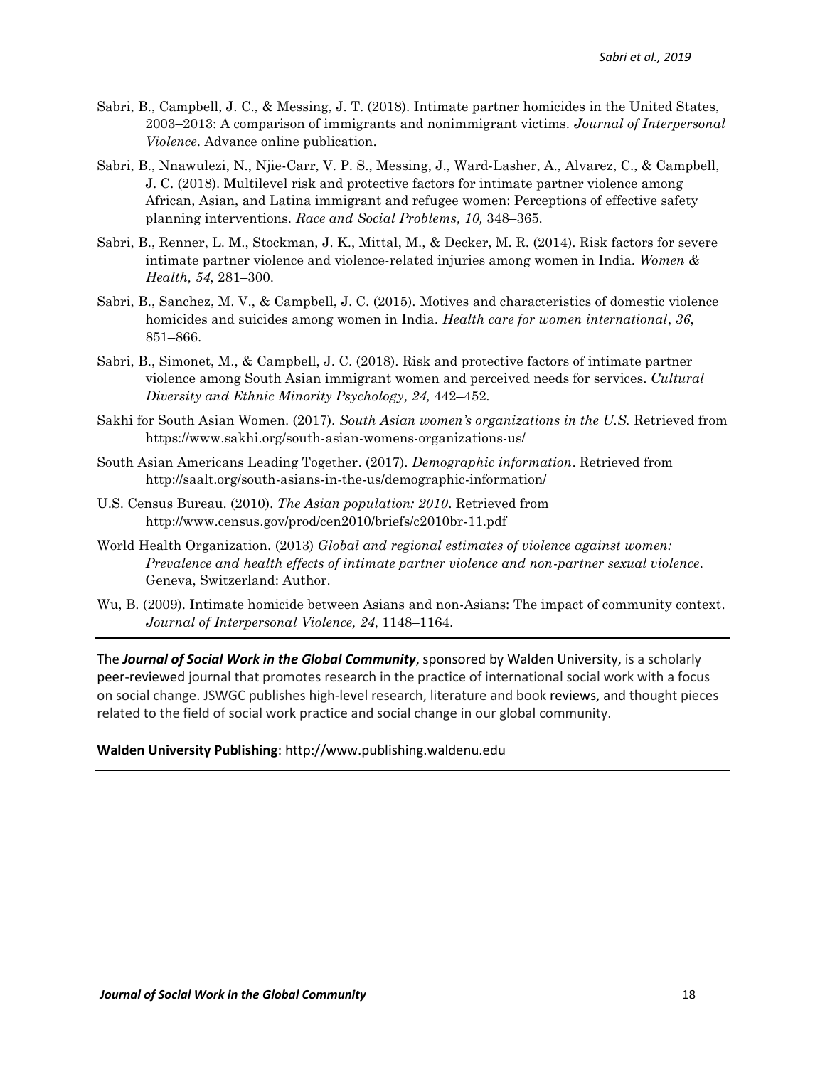Sabri, B., Campbell, J. C., & Messing, J. T. (2018). Intimate partner homicides in the United States, 2003–2013: A comparison of immigrants and nonimmigrant victims. *Journal of Interpersonal Violence*. Advance online publication.

Sabri, B., Nnawulezi, N., Njie-Carr, V. P. S., Messing, J., Ward-Lasher, A., Alvarez, C., & Campbell, J. C. (2018). Multilevel risk and protective factors for intimate partner violence among African, Asian, and Latina immigrant and refugee women: Perceptions of effective safety planning interventions. *Race and Social Problems, 10,* 348–365.

Sabri, B., Renner, L. M., Stockman, J. K., Mittal, M., & Decker, M. R. (2014). Risk factors for severe intimate partner violence and violence-related injuries among women in India. *Women & Health, 54*, 281–300.

Sabri, B., Sanchez, M. V., & Campbell, J. C. (2015). Motives and characteristics of domestic violence homicides and suicides among women in India. *Health care for women international*, *36*, 851–866.

Sabri, B., Simonet, M., & Campbell, J. C. (2018). Risk and protective factors of intimate partner violence among South Asian immigrant women and perceived needs for services. *Cultural Diversity and Ethnic Minority Psychology, 24,* 442–452.

Sakhi for South Asian Women. (2017). *South Asian women's organizations in the U.S.* Retrieved from https://www.sakhi.org/south-asian-womens-organizations-us/

South Asian Americans Leading Together. (2017). *Demographic information*. Retrieved from http://saalt.org/south-asians-in-the-us/demographic-information/

U.S. Census Bureau. (2010). *The Asian population: 2010*. Retrieved from http://www.census.gov/prod/cen2010/briefs/c2010br-11.pdf

World Health Organization. (2013) *Global and regional estimates of violence against women: Prevalence and health effects of intimate partner violence and non-partner sexual violence*. Geneva, Switzerland: Author.

Wu, B. (2009). Intimate homicide between Asians and non-Asians: The impact of community context. *Journal of Interpersonal Violence, 24*, 1148–1164.

---

The ***Journal of Social Work in the Global Community***, sponsored by Walden University, is a scholarly peer-reviewed journal that promotes research in the practice of international social work with a focus on social change. JSWGC publishes high-level research, literature and book reviews, and thought pieces related to the field of social work practice and social change in our global community.

**Walden University Publishing**: http://www.publishing.waldenu.edu

---